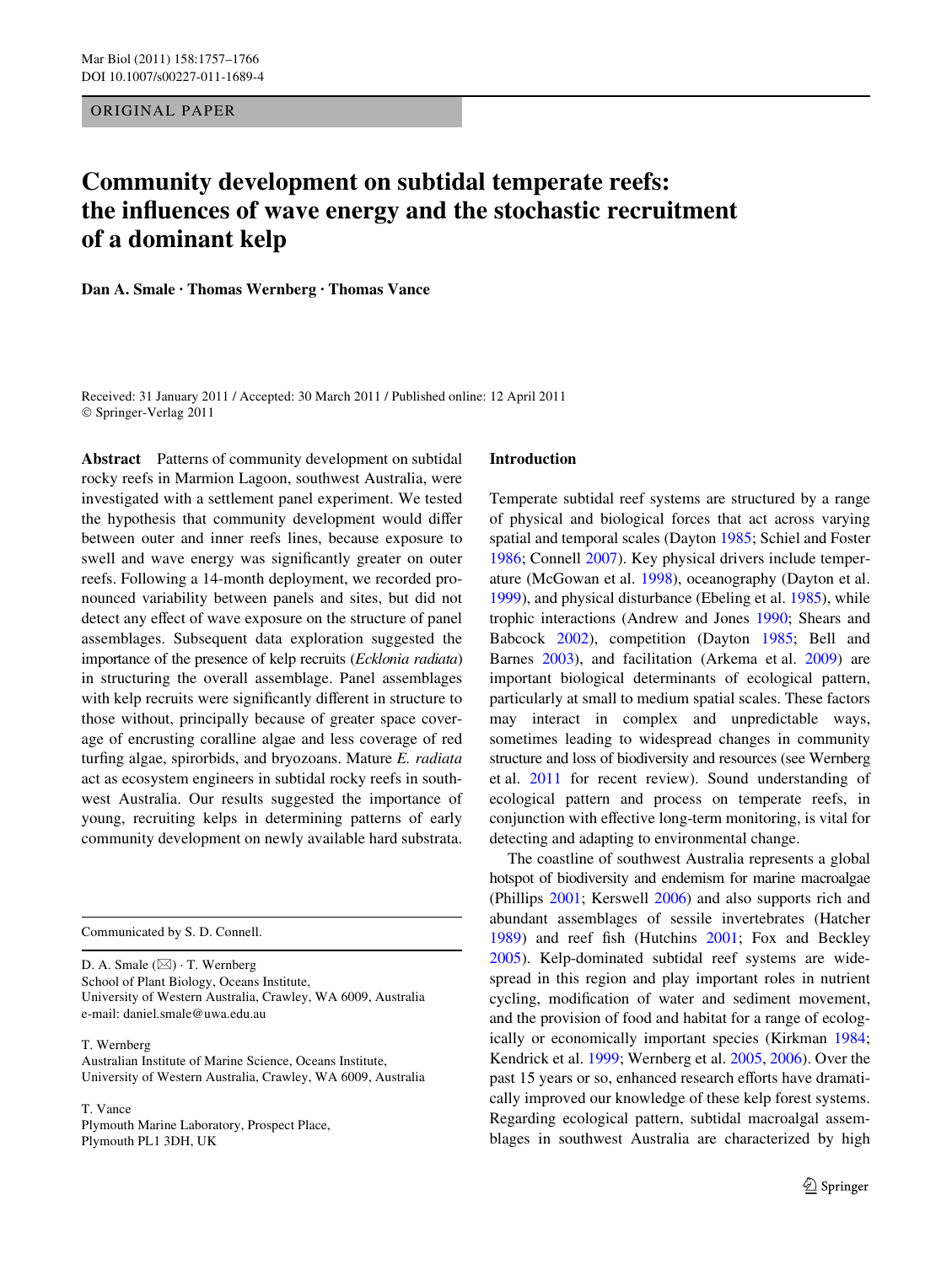ORIGINAL PAPER

# Community development on subtidal temperate reefs: the influences of wave energy and the stochastic recruitment of a dominant kelp

**Dan A. Smale · Thomas Wernberg · Thomas Vance**

Received: 31 January 2011 / Accepted: 30 March 2011 / Published online: 12 April 2011
© Springer-Verlag 2011

**Abstract** Patterns of community development on subtidal rocky reefs in Marmion Lagoon, southwest Australia, were investigated with a settlement panel experiment. We tested the hypothesis that community development would differ between outer and inner reefs lines, because exposure to swell and wave energy was significantly greater on outer reefs. Following a 14-month deployment, we recorded pronounced variability between panels and sites, but did not detect any effect of wave exposure on the structure of panel assemblages. Subsequent data exploration suggested the importance of the presence of kelp recruits (*Ecklonia radiata*) in structuring the overall assemblage. Panel assemblages with kelp recruits were significantly different in structure to those without, principally because of greater space coverage of encrusting coralline algae and less coverage of red turfing algae, spirorbids, and bryozoans. Mature *E. radiata* act as ecosystem engineers in subtidal rocky reefs in southwest Australia. Our results suggested the importance of young, recruiting kelps in determining patterns of early community development on newly available hard substrata.

Communicated by S. D. Connell.

D. A. Smale (✉) · T. Wernberg
School of Plant Biology, Oceans Institute,
University of Western Australia, Crawley, WA 6009, Australia
e-mail: daniel.smale@uwa.edu.au

T. Wernberg
Australian Institute of Marine Science, Oceans Institute,
University of Western Australia, Crawley, WA 6009, Australia

T. Vance
Plymouth Marine Laboratory, Prospect Place,
Plymouth PL1 3DH, UK

## Introduction

Temperate subtidal reef systems are structured by a range of physical and biological forces that act across varying spatial and temporal scales (Dayton 1985; Schiel and Foster 1986; Connell 2007). Key physical drivers include temperature (McGowan et al. 1998), oceanography (Dayton et al. 1999), and physical disturbance (Ebeling et al. 1985), while trophic interactions (Andrew and Jones 1990; Shears and Babcock 2002), competition (Dayton 1985; Bell and Barnes 2003), and facilitation (Arkema et al. 2009) are important biological determinants of ecological pattern, particularly at small to medium spatial scales. These factors may interact in complex and unpredictable ways, sometimes leading to widespread changes in community structure and loss of biodiversity and resources (see Wernberg et al. 2011 for recent review). Sound understanding of ecological pattern and process on temperate reefs, in conjunction with effective long-term monitoring, is vital for detecting and adapting to environmental change.

The coastline of southwest Australia represents a global hotspot of biodiversity and endemism for marine macroalgae (Phillips 2001; Kerswell 2006) and also supports rich and abundant assemblages of sessile invertebrates (Hatcher 1989) and reef fish (Hutchins 2001; Fox and Beckley 2005). Kelp-dominated subtidal reef systems are widespread in this region and play important roles in nutrient cycling, modification of water and sediment movement, and the provision of food and habitat for a range of ecologically or economically important species (Kirkman 1984; Kendrick et al. 1999; Wernberg et al. 2005, 2006). Over the past 15 years or so, enhanced research efforts have dramatically improved our knowledge of these kelp forest systems. Regarding ecological pattern, subtidal macroalgal assemblages in southwest Australia are characterized by high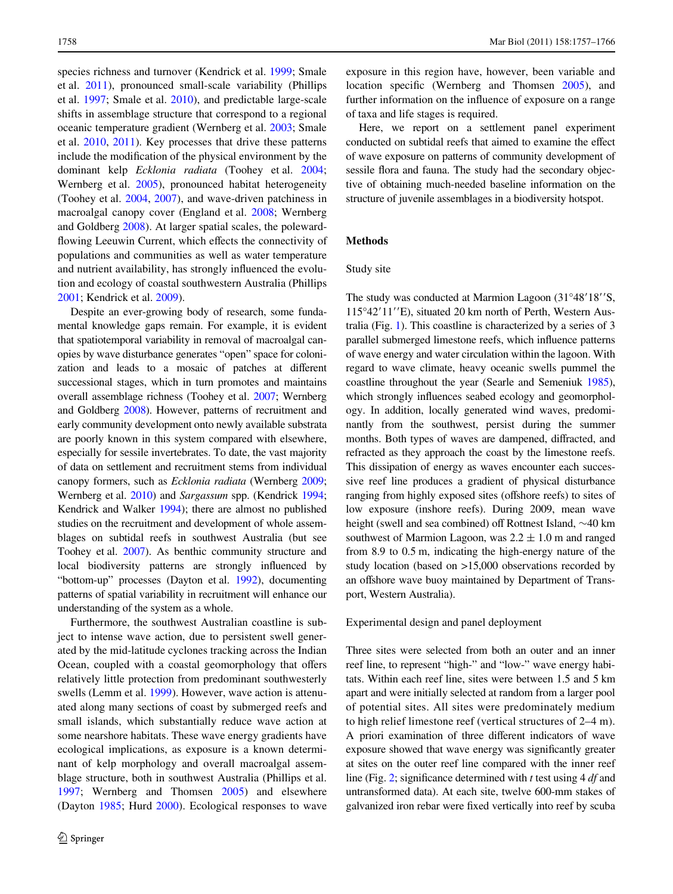species richness and turnover (Kendrick et al. 1999; Smale et al. 2011), pronounced small-scale variability (Phillips et al. 1997; Smale et al. 2010), and predictable large-scale shifts in assemblage structure that correspond to a regional oceanic temperature gradient (Wernberg et al. 2003; Smale et al. 2010, 2011). Key processes that drive these patterns include the modification of the physical environment by the dominant kelp *Ecklonia radiata* (Toohey et al. 2004; Wernberg et al. 2005), pronounced habitat heterogeneity (Toohey et al. 2004, 2007), and wave-driven patchiness in macroalgal canopy cover (England et al. 2008; Wernberg and Goldberg 2008). At larger spatial scales, the poleward-flowing Leeuwin Current, which effects the connectivity of populations and communities as well as water temperature and nutrient availability, has strongly influenced the evolution and ecology of coastal southwestern Australia (Phillips 2001; Kendrick et al. 2009).

Despite an ever-growing body of research, some fundamental knowledge gaps remain. For example, it is evident that spatiotemporal variability in removal of macroalgal canopies by wave disturbance generates "open" space for colonization and leads to a mosaic of patches at different successional stages, which in turn promotes and maintains overall assemblage richness (Toohey et al. 2007; Wernberg and Goldberg 2008). However, patterns of recruitment and early community development onto newly available substrata are poorly known in this system compared with elsewhere, especially for sessile invertebrates. To date, the vast majority of data on settlement and recruitment stems from individual canopy formers, such as *Ecklonia radiata* (Wernberg 2009; Wernberg et al. 2010) and *Sargassum* spp. (Kendrick 1994; Kendrick and Walker 1994); there are almost no published studies on the recruitment and development of whole assemblages on subtidal reefs in southwest Australia (but see Toohey et al. 2007). As benthic community structure and local biodiversity patterns are strongly influenced by "bottom-up" processes (Dayton et al. 1992), documenting patterns of spatial variability in recruitment will enhance our understanding of the system as a whole.

Furthermore, the southwest Australian coastline is subject to intense wave action, due to persistent swell generated by the mid-latitude cyclones tracking across the Indian Ocean, coupled with a coastal geomorphology that offers relatively little protection from predominant southwesterly swells (Lemm et al. 1999). However, wave action is attenuated along many sections of coast by submerged reefs and small islands, which substantially reduce wave action at some nearshore habitats. These wave energy gradients have ecological implications, as exposure is a known determinant of kelp morphology and overall macroalgal assemblage structure, both in southwest Australia (Phillips et al. 1997; Wernberg and Thomsen 2005) and elsewhere (Dayton 1985; Hurd 2000). Ecological responses to wave exposure in this region have, however, been variable and location specific (Wernberg and Thomsen 2005), and further information on the influence of exposure on a range of taxa and life stages is required.

Here, we report on a settlement panel experiment conducted on subtidal reefs that aimed to examine the effect of wave exposure on patterns of community development of sessile flora and fauna. The study had the secondary objective of obtaining much-needed baseline information on the structure of juvenile assemblages in a biodiversity hotspot.

## Methods

### Study site

The study was conducted at Marmion Lagoon (31°48′18′′S, 115°42′11′′E), situated 20 km north of Perth, Western Australia (Fig. 1). This coastline is characterized by a series of 3 parallel submerged limestone reefs, which influence patterns of wave energy and water circulation within the lagoon. With regard to wave climate, heavy oceanic swells pummel the coastline throughout the year (Searle and Semeniuk 1985), which strongly influences seabed ecology and geomorphology. In addition, locally generated wind waves, predominantly from the southwest, persist during the summer months. Both types of waves are dampened, diffracted, and refracted as they approach the coast by the limestone reefs. This dissipation of energy as waves encounter each successive reef line produces a gradient of physical disturbance ranging from highly exposed sites (offshore reefs) to sites of low exposure (inshore reefs). During 2009, mean wave height (swell and sea combined) off Rottnest Island, ~40 km southwest of Marmion Lagoon, was $2.2 \pm 1.0$ m and ranged from 8.9 to 0.5 m, indicating the high-energy nature of the study location (based on >15,000 observations recorded by an offshore wave buoy maintained by Department of Transport, Western Australia).

### Experimental design and panel deployment

Three sites were selected from both an outer and an inner reef line, to represent "high-" and "low-" wave energy habitats. Within each reef line, sites were between 1.5 and 5 km apart and were initially selected at random from a larger pool of potential sites. All sites were predominately medium to high relief limestone reef (vertical structures of 2–4 m). A priori examination of three different indicators of wave exposure showed that wave energy was significantly greater at sites on the outer reef line compared with the inner reef line (Fig. 2; significance determined with *t* test using 4 *df* and untransformed data). At each site, twelve 600-mm stakes of galvanized iron rebar were fixed vertically into reef by scuba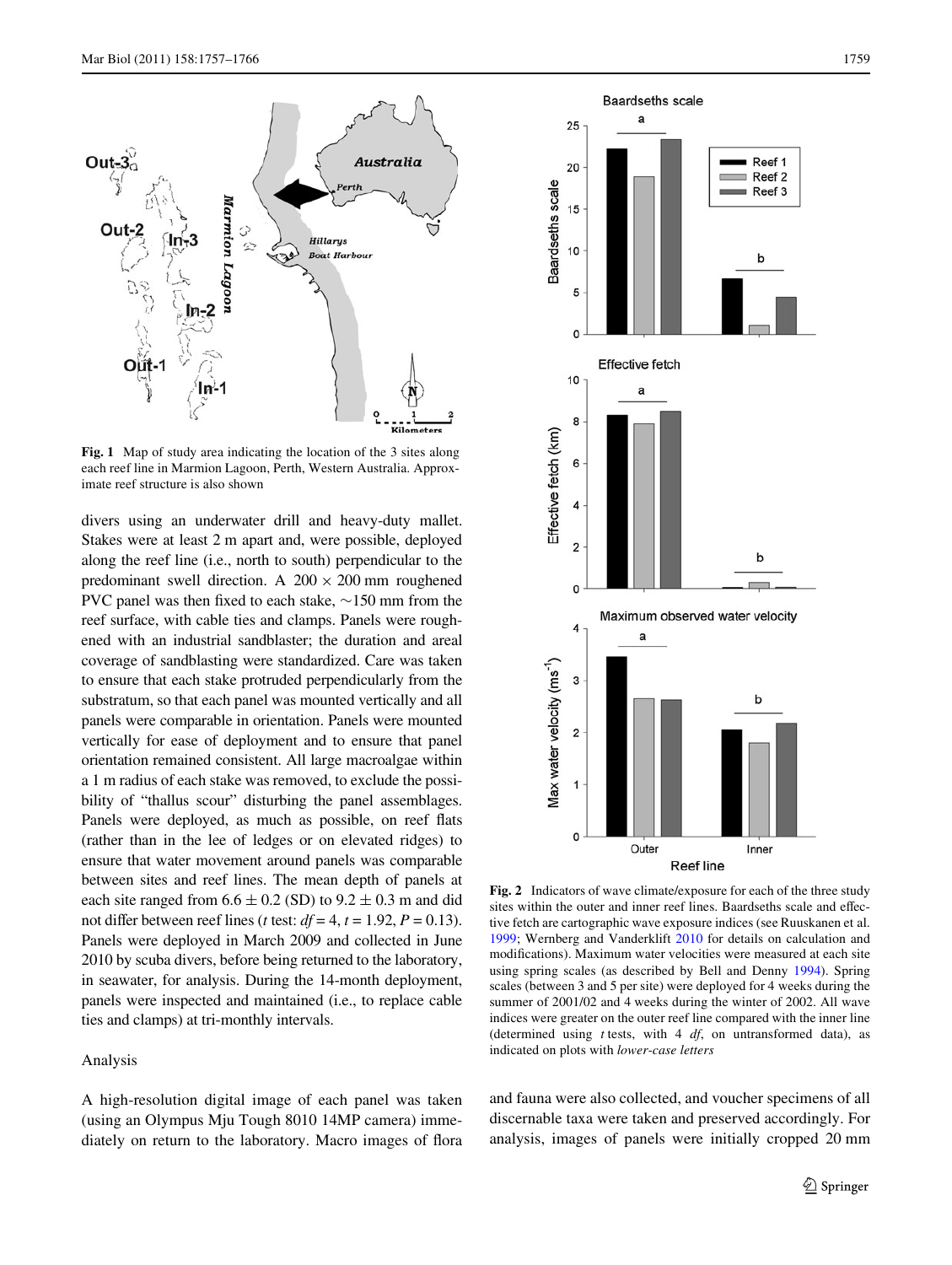Fig. 1 Map of study area indicating the location of the 3 sites along each reef line in Marmion Lagoon, Perth, Western Australia. Approximate reef structure is also shown

divers using an underwater drill and heavy-duty mallet. Stakes were at least 2 m apart and, were possible, deployed along the reef line (i.e., north to south) perpendicular to the predominant swell direction. A $200 \times 200$ mm roughened PVC panel was then fixed to each stake, ~150 mm from the reef surface, with cable ties and clamps. Panels were roughened with an industrial sandblaster; the duration and areal coverage of sandblasting were standardized. Care was taken to ensure that each stake protruded perpendicularly from the substratum, so that each panel was mounted vertically and all panels were comparable in orientation. Panels were mounted vertically for ease of deployment and to ensure that panel orientation remained consistent. All large macroalgae within a 1 m radius of each stake was removed, to exclude the possibility of "thallus scour" disturbing the panel assemblages. Panels were deployed, as much as possible, on reef flats (rather than in the lee of ledges or on elevated ridges) to ensure that water movement around panels was comparable between sites and reef lines. The mean depth of panels at each site ranged from $6.6 \pm 0.2$ (SD) to $9.2 \pm 0.3$ m and did not differ between reef lines (*t* test: $df = 4$, $t = 1.92$, $P = 0.13$). Panels were deployed in March 2009 and collected in June 2010 by scuba divers, before being returned to the laboratory, in seawater, for analysis. During the 14-month deployment, panels were inspected and maintained (i.e., to replace cable ties and clamps) at tri-monthly intervals.

## Analysis

A high-resolution digital image of each panel was taken (using an Olympus Mju Tough 8010 14MP camera) immediately on return to the laboratory. Macro images of flora and fauna were also collected, and voucher specimens of all discernable taxa were taken and preserved accordingly. For analysis, images of panels were initially cropped 20 mm

Fig. 2 Indicators of wave climate/exposure for each of the three study sites within the outer and inner reef lines. Baardseths scale and effective fetch are cartographic wave exposure indices (see Ruuskanen et al. 1999; Wernberg and Vanderklift 2010 for details on calculation and modifications). Maximum water velocities were measured at each site using spring scales (as described by Bell and Denny 1994). Spring scales (between 3 and 5 per site) were deployed for 4 weeks during the summer of 2001/02 and 4 weeks during the winter of 2002. All wave indices were greater on the outer reef line compared with the inner line (determined using *t* tests, with 4 *df*, on untransformed data), as indicated on plots with *lower-case letters*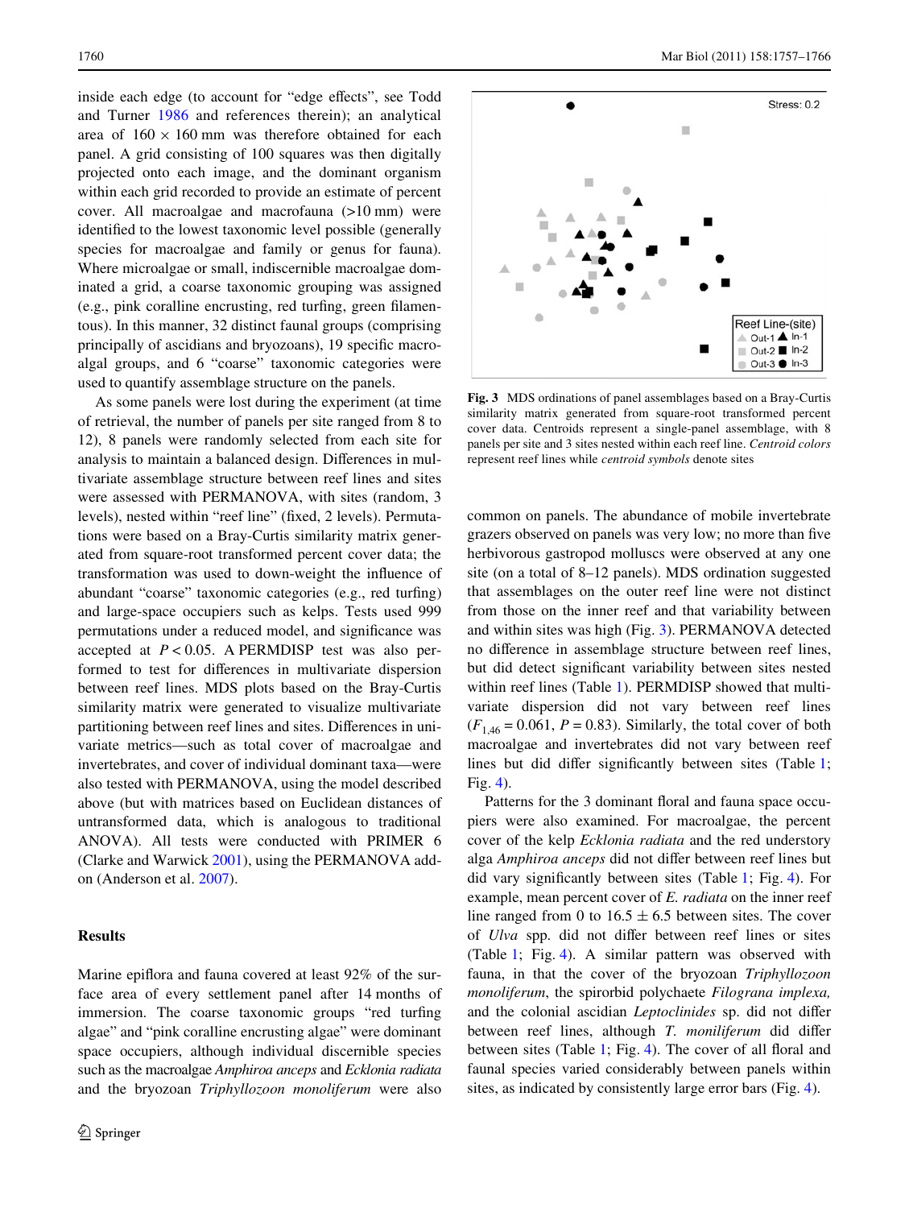inside each edge (to account for "edge effects", see Todd and Turner 1986 and references therein); an analytical area of $160 \times 160$ mm was therefore obtained for each panel. A grid consisting of 100 squares was then digitally projected onto each image, and the dominant organism within each grid recorded to provide an estimate of percent cover. All macroalgae and macrofauna (>10 mm) were identified to the lowest taxonomic level possible (generally species for macroalgae and family or genus for fauna). Where microalgae or small, indiscernible macroalgae dominated a grid, a coarse taxonomic grouping was assigned (e.g., pink coralline encrusting, red turfing, green filamentous). In this manner, 32 distinct faunal groups (comprising principally of ascidians and bryozoans), 19 specific macroalgal groups, and 6 "coarse" taxonomic categories were used to quantify assemblage structure on the panels.

As some panels were lost during the experiment (at time of retrieval, the number of panels per site ranged from 8 to 12), 8 panels were randomly selected from each site for analysis to maintain a balanced design. Differences in multivariate assemblage structure between reef lines and sites were assessed with PERMANOVA, with sites (random, 3 levels), nested within "reef line" (fixed, 2 levels). Permutations were based on a Bray-Curtis similarity matrix generated from square-root transformed percent cover data; the transformation was used to down-weight the influence of abundant "coarse" taxonomic categories (e.g., red turfing) and large-space occupiers such as kelps. Tests used 999 permutations under a reduced model, and significance was accepted at $P < 0.05$. A PERMDISP test was also performed to test for differences in multivariate dispersion between reef lines. MDS plots based on the Bray-Curtis similarity matrix were generated to visualize multivariate partitioning between reef lines and sites. Differences in univariate metrics—such as total cover of macroalgae and invertebrates, and cover of individual dominant taxa—were also tested with PERMANOVA, using the model described above (but with matrices based on Euclidean distances of untransformed data, which is analogous to traditional ANOVA). All tests were conducted with PRIMER 6 (Clarke and Warwick 2001), using the PERMANOVA add-on (Anderson et al. 2007).

## Results

Marine epiflora and fauna covered at least 92% of the surface area of every settlement panel after 14 months of immersion. The coarse taxonomic groups "red turfing algae" and "pink coralline encrusting algae" were dominant space occupiers, although individual discernible species such as the macroalgae *Amphiroa anceps* and *Ecklonia radiata* and the bryozoan *Triphyllozoon monoliferum* were also common on panels. The abundance of mobile invertebrate grazers observed on panels was very low; no more than five herbivorous gastropod molluscs were observed at any one site (on a total of 8–12 panels). MDS ordination suggested that assemblages on the outer reef line were not distinct from those on the inner reef and that variability between and within sites was high (Fig. 3). PERMANOVA detected no difference in assemblage structure between reef lines, but did detect significant variability between sites nested within reef lines (Table 1). PERMDISP showed that multivariate dispersion did not vary between reef lines ($F_{1,46} = 0.061$, $P = 0.83$). Similarly, the total cover of both macroalgae and invertebrates did not vary between reef lines but did differ significantly between sites (Table 1; Fig. 4).

Patterns for the 3 dominant floral and fauna space occupiers were also examined. For macroalgae, the percent cover of the kelp *Ecklonia radiata* and the red understory alga *Amphiroa anceps* did not differ between reef lines but did vary significantly between sites (Table 1; Fig. 4). For example, mean percent cover of *E. radiata* on the inner reef line ranged from 0 to $16.5 \pm 6.5$ between sites. The cover of *Ulva* spp. did not differ between reef lines or sites (Table 1; Fig. 4). A similar pattern was observed with fauna, in that the cover of the bryozoan *Triphyllozoon monoliferum*, the spirorbid polychaete *Filograna implexa*, and the colonial ascidian *Leptoclinides* sp. did not differ between reef lines, although *T. moniliferum* did differ between sites (Table 1; Fig. 4). The cover of all floral and faunal species varied considerably between panels within sites, as indicated by consistently large error bars (Fig. 4).

**Fig. 3** MDS ordinations of panel assemblages based on a Bray-Curtis similarity matrix generated from square-root transformed percent cover data. Centroids represent a single-panel assemblage, with 8 panels per site and 3 sites nested within each reef line. *Centroid colors* represent reef lines while *centroid symbols* denote sites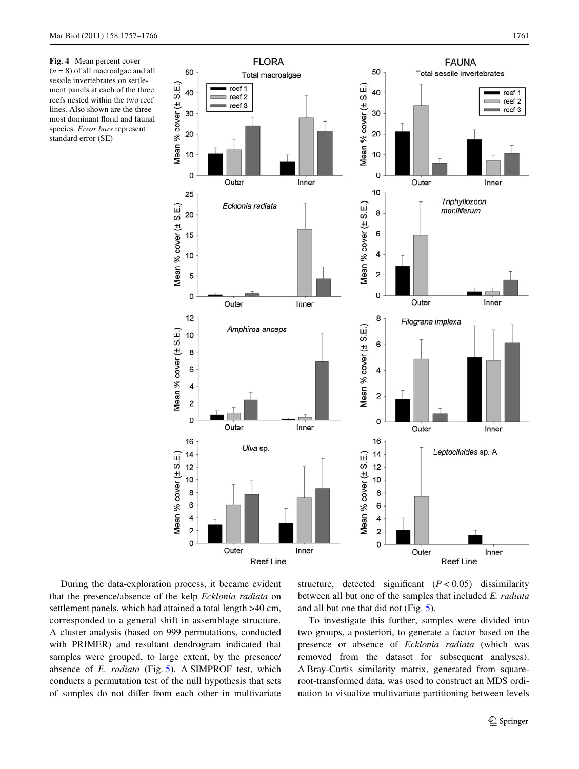**Fig. 4** Mean percent cover ($n = 8$) of all macroalgae and all sessile invertebrates on settlement panels at each of the three reefs nested within the two reef lines. Also shown are the three most dominant floral and faunal species. *Error bars* represent standard error (SE)

During the data-exploration process, it became evident that the presence/absence of the kelp *Ecklonia radiata* on settlement panels, which had attained a total length >40 cm, corresponded to a general shift in assemblage structure. A cluster analysis (based on 999 permutations, conducted with PRIMER) and resultant dendrogram indicated that samples were grouped, to large extent, by the presence/absence of *E. radiata* (Fig. 5). A SIMPROF test, which conducts a permutation test of the null hypothesis that sets of samples do not differ from each other in multivariate structure, detected significant ($P < 0.05$) dissimilarity between all but one of the samples that included *E. radiata* and all but one that did not (Fig. 5).

To investigate this further, samples were divided into two groups, a posteriori, to generate a factor based on the presence or absence of *Ecklonia radiata* (which was removed from the dataset for subsequent analyses). A Bray-Curtis similarity matrix, generated from square-root-transformed data, was used to construct an MDS ordination to visualize multivariate partitioning between levels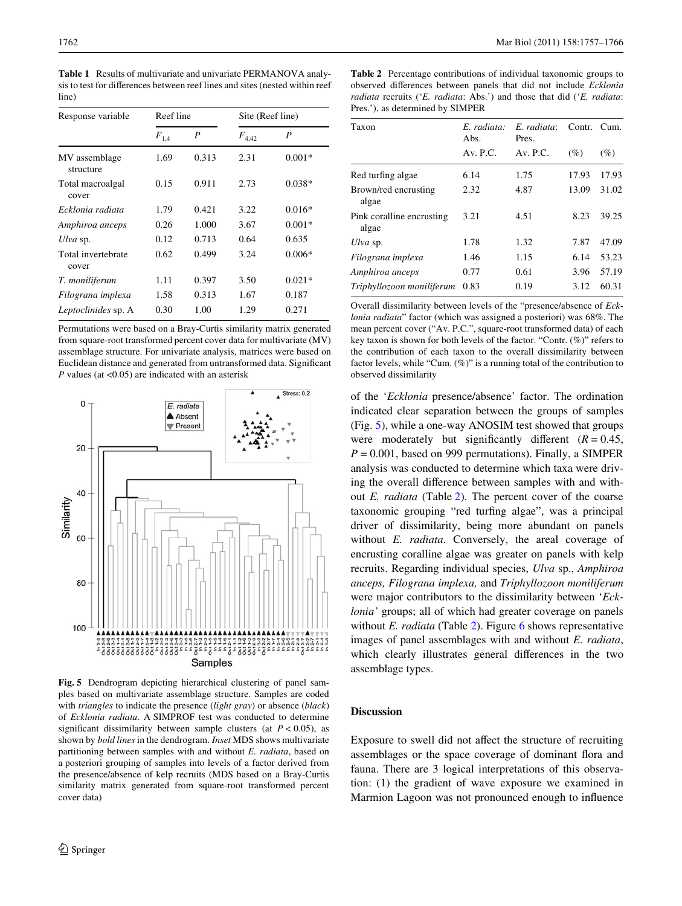**Table 1** Results of multivariate and univariate PERMANOVA analysis to test for differences between reef lines and sites (nested within reef line)

| Response variable | Reef line | | Site (Reef line) | |
|---|---|---|---|---|
| | $F_{1,4}$ | $P$ | $F_{4,42}$ | $P$ |
| MV assemblage structure | 1.69 | 0.313 | 2.31 | 0.001* |
| Total macroalgal cover | 0.15 | 0.911 | 2.73 | 0.038* |
| *Ecklonia radiata* | 1.79 | 0.421 | 3.22 | 0.016* |
| *Amphiroa anceps* | 0.26 | 1.000 | 3.67 | 0.001* |
| *Ulva* sp. | 0.12 | 0.713 | 0.64 | 0.635 |
| Total invertebrate cover | 0.62 | 0.499 | 3.24 | 0.006* |
| *T. moniliferum* | 1.11 | 0.397 | 3.50 | 0.021* |
| *Filograna implexa* | 1.58 | 0.313 | 1.67 | 0.187 |
| *Leptoclinides* sp. A | 0.30 | 1.00 | 1.29 | 0.271 |

Permutations were based on a Bray-Curtis similarity matrix generated from square-root transformed percent cover data for multivariate (MV) assemblage structure. For univariate analysis, matrices were based on Euclidean distance and generated from untransformed data. Significant $P$ values (at <0.05) are indicated with an asterisk

**Fig. 5** Dendrogram depicting hierarchical clustering of panel samples based on multivariate assemblage structure. Samples are coded with *triangles* to indicate the presence (*light gray*) or absence (*black*) of *Ecklonia radiata*. A SIMPROF test was conducted to determine significant dissimilarity between sample clusters (at $P < 0.05$), as shown by *bold lines* in the dendrogram. *Inset* MDS shows multivariate partitioning between samples with and without *E. radiata*, based on a posteriori grouping of samples into levels of a factor derived from the presence/absence of kelp recruits (MDS based on a Bray-Curtis similarity matrix generated from square-root transformed percent cover data)

**Table 2** Percentage contributions of individual taxonomic groups to observed differences between panels that did not include *Ecklonia radiata* recruits ('*E. radiata*: Abs.') and those that did ('*E. radiata*: Pres.'), as determined by SIMPER

| Taxon | *E. radiata*: Abs. | *E. radiata*: Pres. | Contr. | Cum. |
|---|---|---|---|---|
| | Av. P.C. | Av. P.C. | (%) | (%) |
| Red turfing algae | 6.14 | 1.75 | 17.93 | 17.93 |
| Brown/red encrusting algae | 2.32 | 4.87 | 13.09 | 31.02 |
| Pink coralline encrusting algae | 3.21 | 4.51 | 8.23 | 39.25 |
| *Ulva* sp. | 1.78 | 1.32 | 7.87 | 47.09 |
| *Filograna implexa* | 1.46 | 1.15 | 6.14 | 53.23 |
| *Amphiroa anceps* | 0.77 | 0.61 | 3.96 | 57.19 |
| *Triphyllozoon moniliferum* | 0.83 | 0.19 | 3.12 | 60.31 |

Overall dissimilarity between levels of the "presence/absence of *Ecklonia radiata*" factor (which was assigned a posteriori) was 68%. The mean percent cover ("Av. P.C.", square-root transformed data) of each key taxon is shown for both levels of the factor. "Contr. (%)" refers to the contribution of each taxon to the overall dissimilarity between factor levels, while "Cum. (%)" is a running total of the contribution to observed dissimilarity

of the '*Ecklonia* presence/absence' factor. The ordination indicated clear separation between the groups of samples (Fig. 5), while a one-way ANOSIM test showed that groups were moderately but significantly different ($R = 0.45$, $P = 0.001$, based on 999 permutations). Finally, a SIMPER analysis was conducted to determine which taxa were driving the overall difference between samples with and without *E. radiata* (Table 2). The percent cover of the coarse taxonomic grouping "red turfing algae", was a principal driver of dissimilarity, being more abundant on panels without *E. radiata*. Conversely, the areal coverage of encrusting coralline algae was greater on panels with kelp recruits. Regarding individual species, *Ulva* sp., *Amphiroa anceps, Filograna implexa,* and *Triphyllozoon moniliferum* were major contributors to the dissimilarity between '*Ecklonia'* groups; all of which had greater coverage on panels without *E. radiata* (Table 2). Figure 6 shows representative images of panel assemblages with and without *E. radiata*, which clearly illustrates general differences in the two assemblage types.

## Discussion

Exposure to swell did not affect the structure of recruiting assemblages or the space coverage of dominant flora and fauna. There are 3 logical interpretations of this observation: (1) the gradient of wave exposure we examined in Marmion Lagoon was not pronounced enough to influence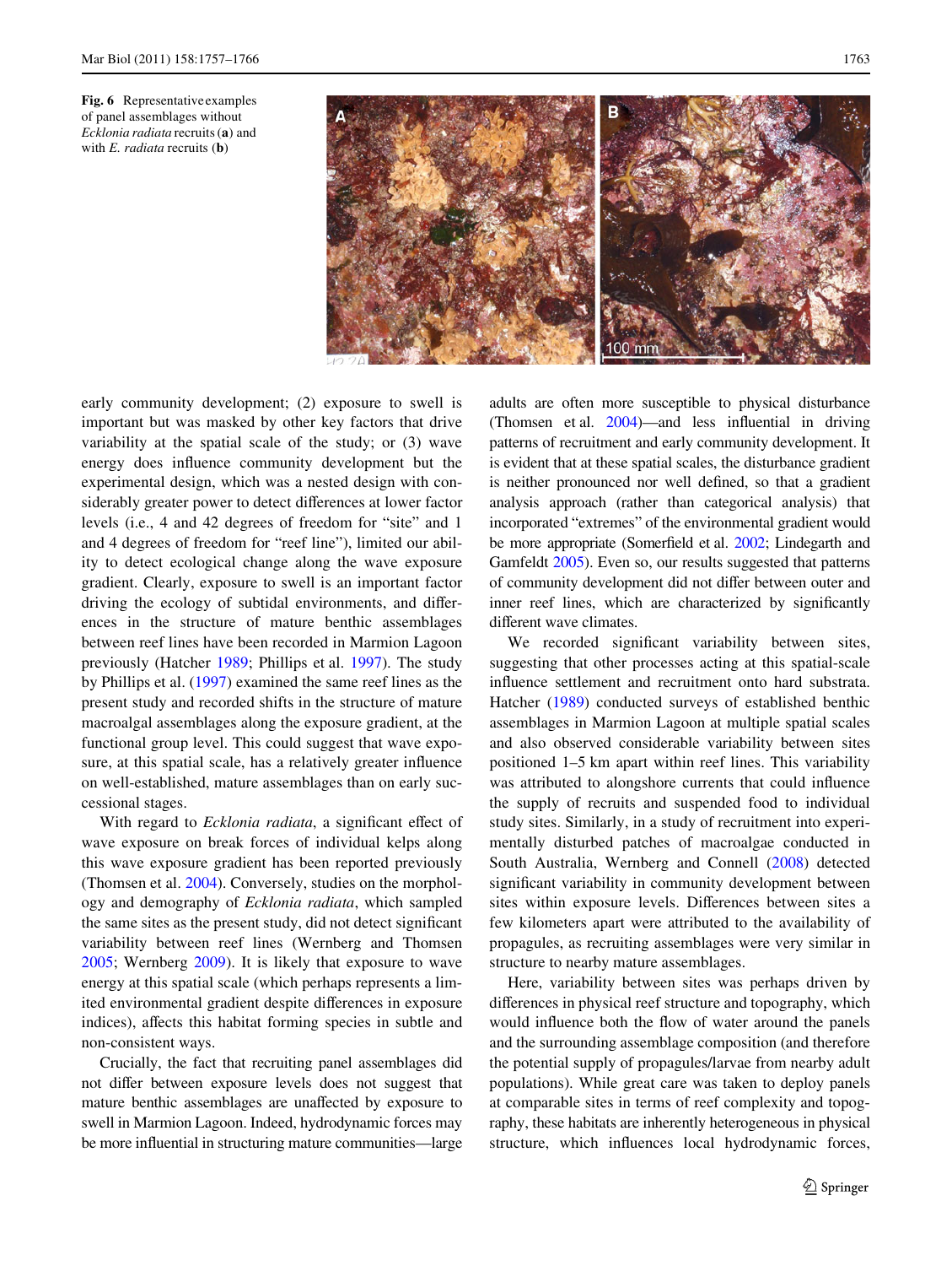Fig. 6 Representative examples of panel assemblages without *Ecklonia radiata* recruits (**a**) and with *E. radiata* recruits (**b**)

early community development; (2) exposure to swell is important but was masked by other key factors that drive variability at the spatial scale of the study; or (3) wave energy does influence community development but the experimental design, which was a nested design with considerably greater power to detect differences at lower factor levels (i.e., 4 and 42 degrees of freedom for "site" and 1 and 4 degrees of freedom for "reef line"), limited our ability to detect ecological change along the wave exposure gradient. Clearly, exposure to swell is an important factor driving the ecology of subtidal environments, and differences in the structure of mature benthic assemblages between reef lines have been recorded in Marmion Lagoon previously (Hatcher 1989; Phillips et al. 1997). The study by Phillips et al. (1997) examined the same reef lines as the present study and recorded shifts in the structure of mature macroalgal assemblages along the exposure gradient, at the functional group level. This could suggest that wave exposure, at this spatial scale, has a relatively greater influence on well-established, mature assemblages than on early successional stages.

With regard to *Ecklonia radiata*, a significant effect of wave exposure on break forces of individual kelps along this wave exposure gradient has been reported previously (Thomsen et al. 2004). Conversely, studies on the morphology and demography of *Ecklonia radiata*, which sampled the same sites as the present study, did not detect significant variability between reef lines (Wernberg and Thomsen 2005; Wernberg 2009). It is likely that exposure to wave energy at this spatial scale (which perhaps represents a limited environmental gradient despite differences in exposure indices), affects this habitat forming species in subtle and non-consistent ways.

Crucially, the fact that recruiting panel assemblages did not differ between exposure levels does not suggest that mature benthic assemblages are unaffected by exposure to swell in Marmion Lagoon. Indeed, hydrodynamic forces may be more influential in structuring mature communities—large adults are often more susceptible to physical disturbance (Thomsen et al. 2004)—and less influential in driving patterns of recruitment and early community development. It is evident that at these spatial scales, the disturbance gradient is neither pronounced nor well defined, so that a gradient analysis (rather than categorical analysis) that incorporated "extremes" of the environmental gradient would be more appropriate (Somerfield et al. 2002; Lindegarth and Gamfeldt 2005). Even so, our results suggested that patterns of community development did not differ between outer and inner reef lines, which are characterized by significantly different wave climates.

We recorded significant variability between sites, suggesting that other processes acting at this spatial-scale influence settlement and recruitment onto hard substrata. Hatcher (1989) conducted surveys of established benthic assemblages in Marmion Lagoon at multiple spatial scales and also observed considerable variability between sites positioned 1–5 km apart within reef lines. This variability was attributed to alongshore currents that could influence the supply of recruits and suspended food to individual study sites. Similarly, in a study of recruitment into experimentally disturbed patches of macroalgae conducted in South Australia, Wernberg and Connell (2008) detected significant variability in community development between sites within exposure levels. Differences between sites a few kilometers apart were attributed to the availability of propagules, as recruiting assemblages were very similar in structure to nearby mature assemblages.

Here, variability between sites was perhaps driven by differences in physical reef structure and topography, which would influence both the flow of water around the panels and the surrounding assemblage composition (and therefore the potential supply of propagules/larvae from nearby adult populations). While great care was taken to deploy panels at comparable sites in terms of reef complexity and topography, these habitats are inherently heterogeneous in physical structure, which influences local hydrodynamic forces,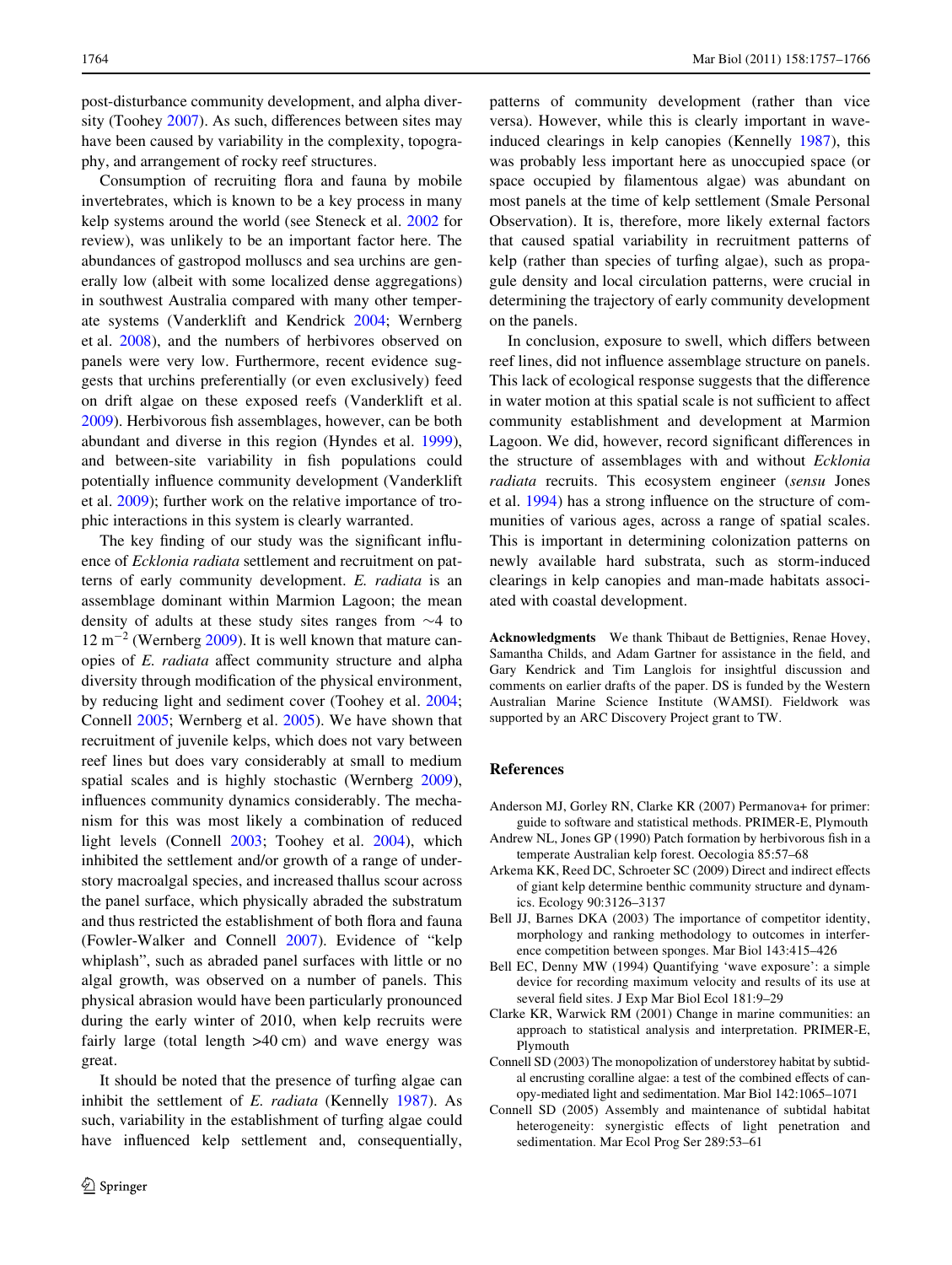post-disturbance community development, and alpha diversity (Toohey 2007). As such, differences between sites may have been caused by variability in the complexity, topography, and arrangement of rocky reef structures.

Consumption of recruiting flora and fauna by mobile invertebrates, which is known to be a key process in many kelp systems around the world (see Steneck et al. 2002 for review), was unlikely to be an important factor here. The abundances of gastropod molluscs and sea urchins are generally low (albeit with some localized dense aggregations) in southwest Australia compared with many other temperate systems (Vanderklift and Kendrick 2004; Wernberg et al. 2008), and the numbers of herbivores observed on panels were very low. Furthermore, recent evidence suggests that urchins preferentially (or even exclusively) feed on drift algae on these exposed reefs (Vanderklift et al. 2009). Herbivorous fish assemblages, however, can be both abundant and diverse in this region (Hyndes et al. 1999), and between-site variability in fish populations could potentially influence community development (Vanderklift et al. 2009); further work on the relative importance of trophic interactions in this system is clearly warranted.

The key finding of our study was the significant influence of *Ecklonia radiata* settlement and recruitment on patterns of early community development. *E. radiata* is an assemblage dominant within Marmion Lagoon; the mean density of adults at these study sites ranges from ~4 to 12 $m^{-2}$ (Wernberg 2009). It is well known that mature canopies of *E. radiata* affect community structure and alpha diversity through modification of the physical environment, by reducing light and sediment cover (Toohey et al. 2004; Connell 2005; Wernberg et al. 2005). We have shown that recruitment of juvenile kelps, which does not vary between reef lines but does vary considerably at small to medium spatial scales and is highly stochastic (Wernberg 2009), influences community dynamics considerably. The mechanism for this was most likely a combination of reduced light levels (Connell 2003; Toohey et al. 2004), which inhibited the settlement and/or growth of a range of understory macroalgal species, and increased thallus scour across the panel surface, which physically abraded the substratum and thus restricted the establishment of both flora and fauna (Fowler-Walker and Connell 2007). Evidence of "kelp whiplash", such as abraded panel surfaces with little or no algal growth, was observed on a number of panels. This physical abrasion would have been particularly pronounced during the early winter of 2010, when kelp recruits were fairly large (total length >40 cm) and wave energy was great.

It should be noted that the presence of turfing algae can inhibit the settlement of *E. radiata* (Kennelly 1987). As such, variability in the establishment of turfing algae could have influenced kelp settlement and, consequentially, patterns of community development (rather than vice versa). However, while this is clearly important in wave-induced clearings in kelp canopies (Kennelly 1987), this was probably less important here as unoccupied space (or space occupied by filamentous algae) was abundant on most panels at the time of kelp settlement (Smale Personal Observation). It is, therefore, more likely external factors that caused spatial variability in recruitment patterns of kelp (rather than species of turfing algae), such as propagule density and local circulation patterns, were crucial in determining the trajectory of early community development on the panels.

In conclusion, exposure to swell, which differs between reef lines, did not influence assemblage structure on panels. This lack of ecological response suggests that the difference in water motion at this spatial scale is not sufficient to affect community establishment and development at Marmion Lagoon. We did, however, record significant differences in the structure of assemblages with and without *Ecklonia radiata* recruits. This ecosystem engineer (*sensu* Jones et al. 1994) has a strong influence on the structure of communities of various ages, across a range of spatial scales. This is important in determining colonization patterns on newly available hard substrata, such as storm-induced clearings in kelp canopies and man-made habitats associated with coastal development.

**Acknowledgments** We thank Thibaut de Bettignies, Renae Hovey, Samantha Childs, and Adam Gartner for assistance in the field, and Gary Kendrick and Tim Langlois for insightful discussion and comments on earlier drafts of the paper. DS is funded by the Western Australian Marine Science Institute (WAMSI). Fieldwork was supported by an ARC Discovery Project grant to TW.

## References

Anderson MJ, Gorley RN, Clarke KR (2007) Permanova+ for primer: guide to software and statistical methods. PRIMER-E, Plymouth

Andrew NL, Jones GP (1990) Patch formation by herbivorous fish in a temperate Australian kelp forest. Oecologia 85:57–68

Arkema KK, Reed DC, Schroeter SC (2009) Direct and indirect effects of giant kelp determine benthic community structure and dynamics. Ecology 90:3126–3137

Bell JJ, Barnes DKA (2003) The importance of competitor identity, morphology and ranking methodology to outcomes in interference competition between sponges. Mar Biol 143:415–426

Bell EC, Denny MW (1994) Quantifying 'wave exposure': a simple device for recording maximum velocity and results of its use at several field sites. J Exp Mar Biol Ecol 181:9–29

Clarke KR, Warwick RM (2001) Change in marine communities: an approach to statistical analysis and interpretation. PRIMER-E, Plymouth

Connell SD (2003) The monopolization of understorey habitat by subtidal encrusting coralline algae: a test of the combined effects of canopy-mediated light and sedimentation. Mar Biol 142:1065–1071

Connell SD (2005) Assembly and maintenance of subtidal habitat heterogeneity: synergistic effects of light penetration and sedimentation. Mar Ecol Prog Ser 289:53–61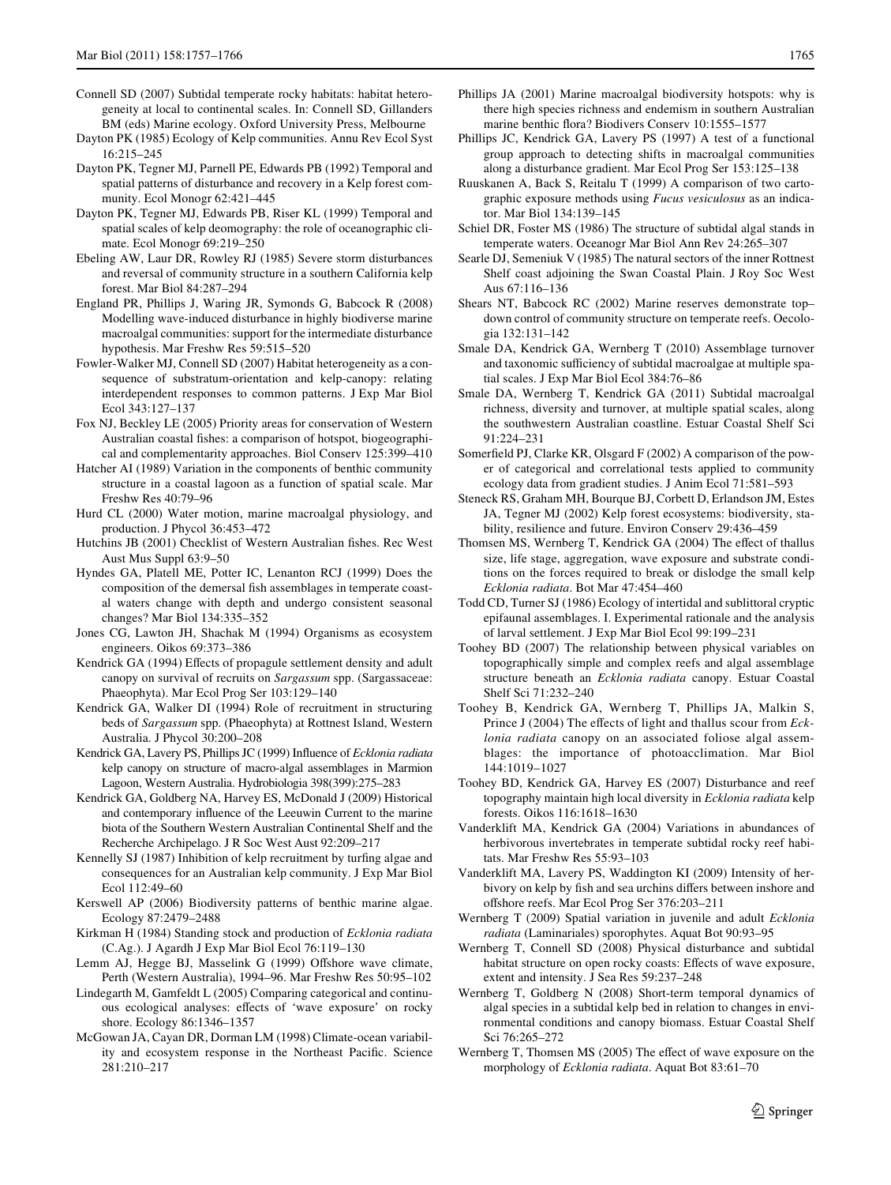Connell SD (2007) Subtidal temperate rocky habitats: habitat heterogeneity at local to continental scales. In: Connell SD, Gillanders BM (eds) Marine ecology. Oxford University Press, Melbourne

Dayton PK (1985) Ecology of Kelp communities. Annu Rev Ecol Syst 16:215–245

Dayton PK, Tegner MJ, Parnell PE, Edwards PB (1992) Temporal and spatial patterns of disturbance and recovery in a Kelp forest community. Ecol Monogr 62:421–445

Dayton PK, Tegner MJ, Edwards PB, Riser KL (1999) Temporal and spatial scales of kelp deomography: the role of oceanographic climate. Ecol Monogr 69:219–250

Ebeling AW, Laur DR, Rowley RJ (1985) Severe storm disturbances and reversal of community structure in a southern California kelp forest. Mar Biol 84:287–294

England PR, Phillips J, Waring JR, Symonds G, Babcock R (2008) Modelling wave-induced disturbance in highly biodiverse marine macroalgal communities: support for the intermediate disturbance hypothesis. Mar Freshw Res 59:515–520

Fowler-Walker MJ, Connell SD (2007) Habitat heterogeneity as a consequence of substratum-orientation and kelp-canopy: relating interdependent responses to common patterns. J Exp Mar Biol Ecol 343:127–137

Fox NJ, Beckley LE (2005) Priority areas for conservation of Western Australian coastal fishes: a comparison of hotspot, biogeographical and complementarity approaches. Biol Conserv 125:399–410

Hatcher AI (1989) Variation in the components of benthic community structure in a coastal lagoon as a function of spatial scale. Mar Freshw Res 40:79–96

Hurd CL (2000) Water motion, marine macroalgal physiology, and production. J Phycol 36:453–472

Hutchins JB (2001) Checklist of Western Australian fishes. Rec West Aust Mus Suppl 63:9–50

Hyndes GA, Platell ME, Potter IC, Lenanton RCJ (1999) Does the composition of the demersal fish assemblages in temperate coastal waters change with depth and undergo consistent seasonal changes? Mar Biol 134:335–352

Jones CG, Lawton JH, Shachak M (1994) Organisms as ecosystem engineers. Oikos 69:373–386

Kendrick GA (1994) Effects of propagule settlement density and adult canopy on survival of recruits on *Sargassum* spp. (Sargassaceae: Phaeophyta). Mar Ecol Prog Ser 103:129–140

Kendrick GA, Walker DI (1994) Role of recruitment in structuring beds of *Sargassum* spp. (Phaeophyta) at Rottnest Island, Western Australia. J Phycol 30:200–208

Kendrick GA, Lavery PS, Phillips JC (1999) Influence of *Ecklonia radiata* kelp canopy on structure of macro-algal assemblages in Marmion Lagoon, Western Australia. Hydrobiologia 398(399):275–283

Kendrick GA, Goldberg NA, Harvey ES, McDonald J (2009) Historical and contemporary influence of the Leeuwin Current to the marine biota of the Southern Western Australian Continental Shelf and the Recherche Archipelago. J R Soc West Aust 92:209–217

Kennelly SJ (1987) Inhibition of kelp recruitment by turfing algae and consequences for an Australian kelp community. J Exp Mar Biol Ecol 112:49–60

Kerswell AP (2006) Biodiversity patterns of benthic marine algae. Ecology 87:2479–2488

Kirkman H (1984) Standing stock and production of *Ecklonia radiata* (C.Ag.). J Agardh J Exp Mar Biol Ecol 76:119–130

Lemm AJ, Hegge BJ, Masselink G (1999) Offshore wave climate, Perth (Western Australia), 1994–96. Mar Freshw Res 50:95–102

Lindegarth M, Gamfeldt L (2005) Comparing categorical and continuous ecological analyses: effects of 'wave exposure' on rocky shore. Ecology 86:1346–1357

McGowan JA, Cayan DR, Dorman LM (1998) Climate-ocean variability and ecosystem response in the Northeast Pacific. Science 281:210–217

Phillips JA (2001) Marine macroalgal biodiversity hotspots: why is there high species richness and endemism in southern Australian marine benthic flora? Biodivers Conserv 10:1555–1577

Phillips JC, Kendrick GA, Lavery PS (1997) A test of a functional group approach to detecting shifts in macroalgal communities along a disturbance gradient. Mar Ecol Prog Ser 153:125–138

Ruuskanen A, Back S, Reitalu T (1999) A comparison of two cartographic exposure methods using *Fucus vesiculosus* as an indicator. Mar Biol 134:139–145

Schiel DR, Foster MS (1986) The structure of subtidal algal stands in temperate waters. Oceanogr Mar Biol Ann Rev 24:265–307

Searle DJ, Semeniuk V (1985) The natural sectors of the inner Rottnest Shelf coast adjoining the Swan Coastal Plain. J Roy Soc West Aus 67:116–136

Shears NT, Babcock RC (2002) Marine reserves demonstrate top–down control of community structure on temperate reefs. Oecologia 132:131–142

Smale DA, Kendrick GA, Wernberg T (2010) Assemblage turnover and taxonomic sufficiency of subtidal macroalgae at multiple spatial scales. J Exp Mar Biol Ecol 384:76–86

Smale DA, Wernberg T, Kendrick GA (2011) Subtidal macroalgal richness, diversity and turnover, at multiple spatial scales, along the southwestern Australian coastline. Estuar Coastal Shelf Sci 91:224–231

Somerfield PJ, Clarke KR, Olsgard F (2002) A comparison of the power of categorical and correlational tests applied to community ecology data from gradient studies. J Anim Ecol 71:581–593

Steneck RS, Graham MH, Bourque BJ, Corbett D, Erlandson JM, Estes JA, Tegner MJ (2002) Kelp forest ecosystems: biodiversity, stability, resilience and future. Environ Conserv 29:436–459

Thomsen MS, Wernberg T, Kendrick GA (2004) The effect of thallus size, life stage, aggregation, wave exposure and substrate conditions on the forces required to break or dislodge the small kelp *Ecklonia radiata*. Bot Mar 47:454–460

Todd CD, Turner SJ (1986) Ecology of intertidal and sublittoral cryptic epifaunal assemblages. I. Experimental rationale and the analysis of larval settlement. J Exp Mar Biol Ecol 99:199–231

Toohey BD (2007) The relationship between physical variables on topographically simple and complex reefs and algal assemblage structure beneath an *Ecklonia radiata* canopy. Estuar Coastal Shelf Sci 71:232–240

Toohey B, Kendrick GA, Wernberg T, Phillips JA, Malkin S, Prince J (2004) The effects of light and thallus scour from *Ecklonia radiata* canopy on an associated foliose algal assemblages: the importance of photoacclimation. Mar Biol 144:1019–1027

Toohey BD, Kendrick GA, Harvey ES (2007) Disturbance and reef topography maintain high local diversity in *Ecklonia radiata* kelp forests. Oikos 116:1618–1630

Vanderklift MA, Kendrick GA (2004) Variations in abundances of herbivorous invertebrates in temperate subtidal rocky reef habitats. Mar Freshw Res 55:93–103

Vanderklift MA, Lavery PS, Waddington KI (2009) Intensity of herbivory on kelp by fish and sea urchins differs between inshore and offshore reefs. Mar Ecol Prog Ser 376:203–211

Wernberg T (2009) Spatial variation in juvenile and adult *Ecklonia radiata* (Laminariales) sporophytes. Aquat Bot 90:93–95

Wernberg T, Connell SD (2008) Physical disturbance and subtidal habitat structure on open rocky coasts: Effects of wave exposure, extent and intensity. J Sea Res 59:237–248

Wernberg T, Goldberg N (2008) Short-term temporal dynamics of algal species in a subtidal kelp bed in relation to changes in environmental conditions and canopy biomass. Estuar Coastal Shelf Sci 76:265–272

Wernberg T, Thomsen MS (2005) The effect of wave exposure on the morphology of *Ecklonia radiata*. Aquat Bot 83:61–70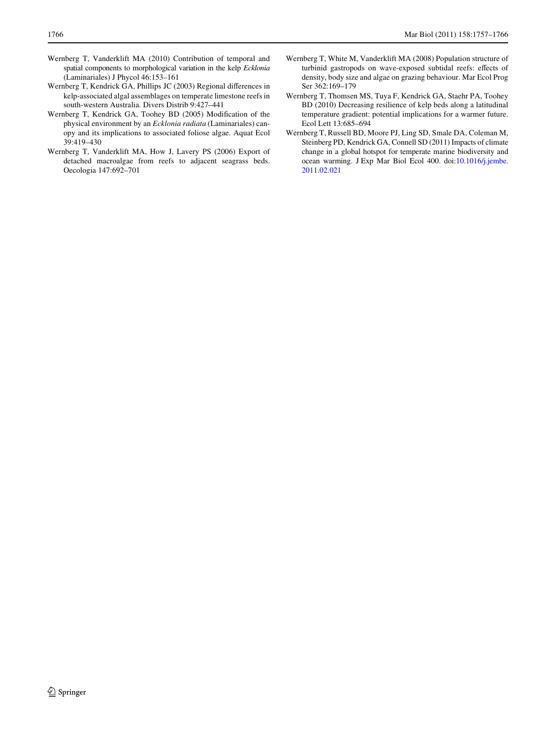Wernberg T, Vanderklift MA (2010) Contribution of temporal and spatial components to morphological variation in the kelp *Ecklonia* (Laminariales) J Phycol 46:153–161

Wernberg T, Kendrick GA, Phillips JC (2003) Regional differences in kelp-associated algal assemblages on temperate limestone reefs in south-western Australia. Divers Distrib 9:427–441

Wernberg T, Kendrick GA, Toohey BD (2005) Modification of the physical environment by an *Ecklonia radiata* (Laminariales) canopy and its implications to associated foliose algae. Aquat Ecol 39:419–430

Wernberg T, Vanderklift MA, How J, Lavery PS (2006) Export of detached macroalgae from reefs to adjacent seagrass beds. Oecologia 147:692–701

Wernberg T, White M, Vanderklift MA (2008) Population structure of turbinid gastropods on wave-exposed subtidal reefs: effects of density, body size and algae on grazing behaviour. Mar Ecol Prog Ser 362:169–179

Wernberg T, Thomsen MS, Tuya F, Kendrick GA, Staehr PA, Toohey BD (2010) Decreasing resilience of kelp beds along a latitudinal temperature gradient: potential implications for a warmer future. Ecol Lett 13:685–694

Wernberg T, Russell BD, Moore PJ, Ling SD, Smale DA, Coleman M, Steinberg PD, Kendrick GA, Connell SD (2011) Impacts of climate change in a global hotspot for temperate marine biodiversity and ocean warming. J Exp Mar Biol Ecol 400. doi:10.1016/j.jembe.2011.02.021